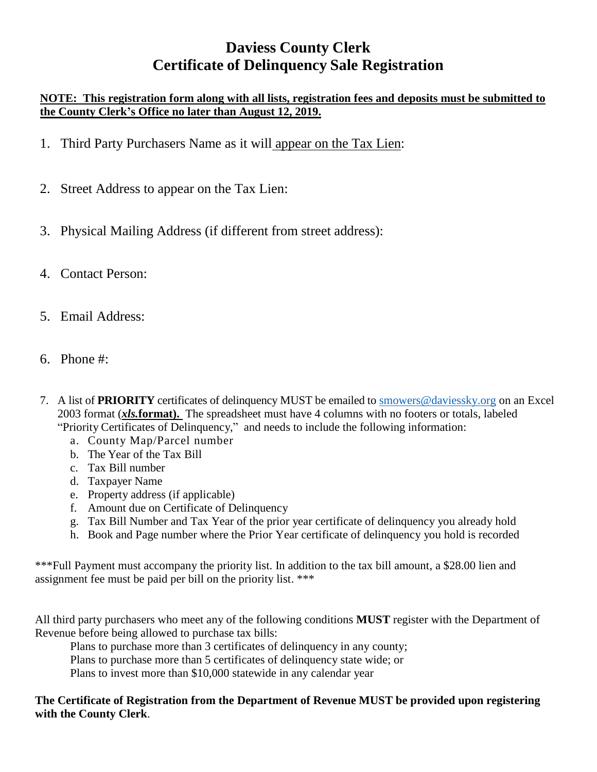# Daviess County Clerk
# Certificate of Delinquency Sale Registration

**NOTE: This registration form along with all lists, registration fees and deposits must be submitted to the County Clerk's Office no later than August 12, 2019.**

1. Third Party Purchasers Name as it will appear on the Tax Lien:

2. Street Address to appear on the Tax Lien:

3. Physical Mailing Address (if different from street address):

4. Contact Person:

5. Email Address:

6. Phone #:

7. A list of **PRIORITY** certificates of delinquency MUST be emailed to smowers@daviessky.org on an Excel 2003 format (***xls*.format).** The spreadsheet must have 4 columns with no footers or totals, labeled "Priority Certificates of Delinquency," and needs to include the following information:
   a. County Map/Parcel number
   b. The Year of the Tax Bill
   c. Tax Bill number
   d. Taxpayer Name
   e. Property address (if applicable)
   f. Amount due on Certificate of Delinquency
   g. Tax Bill Number and Tax Year of the prior year certificate of delinquency you already hold
   h. Book and Page number where the Prior Year certificate of delinquency you hold is recorded

***Full Payment must accompany the priority list. In addition to the tax bill amount, a $28.00 lien and assignment fee must be paid per bill on the priority list. ***

All third party purchasers who meet any of the following conditions **MUST** register with the Department of Revenue before being allowed to purchase tax bills:

Plans to purchase more than 3 certificates of delinquency in any county;
Plans to purchase more than 5 certificates of delinquency state wide; or
Plans to invest more than $10,000 statewide in any calendar year

**The Certificate of Registration from the Department of Revenue MUST be provided upon registering with the County Clerk**.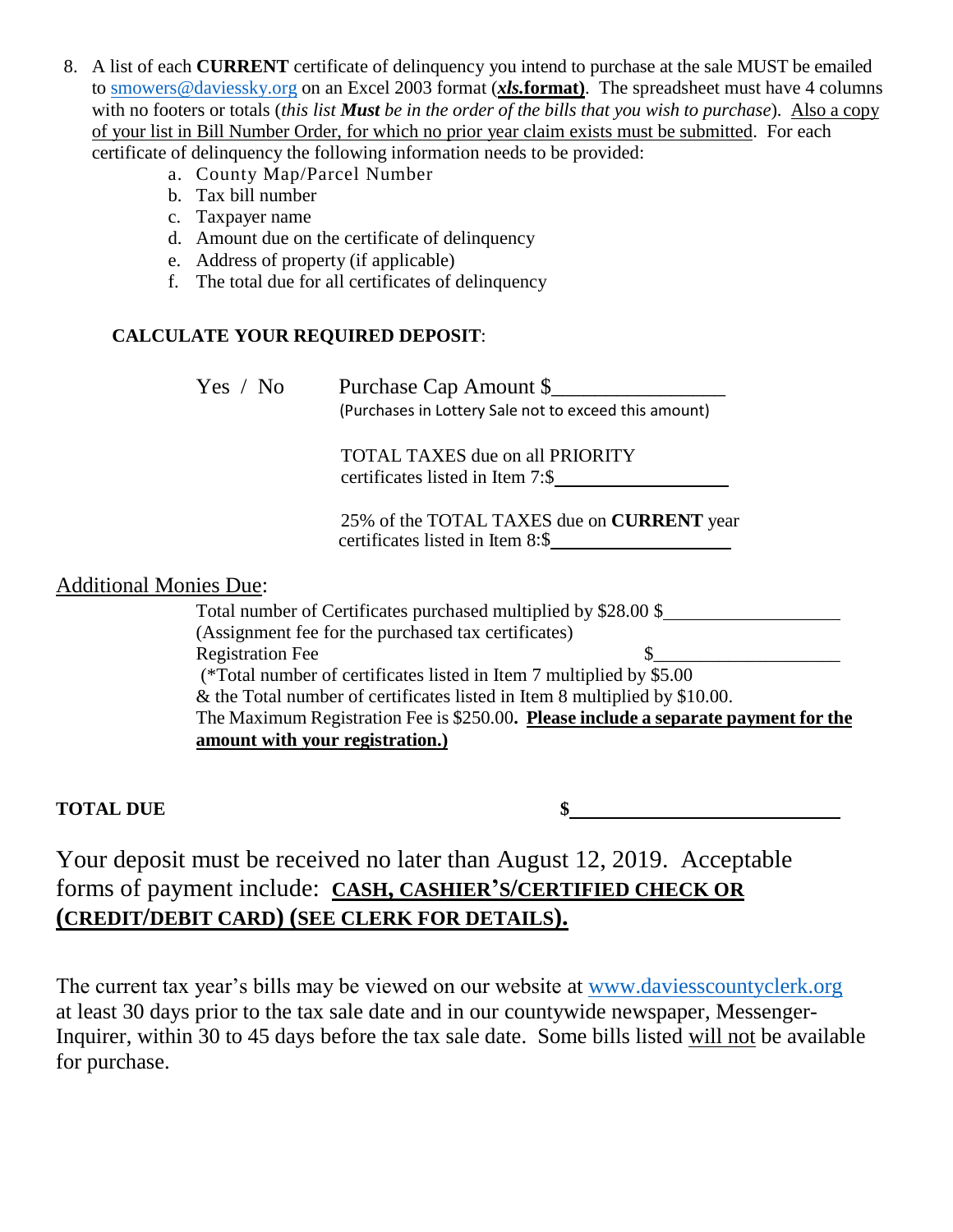8. A list of each **CURRENT** certificate of delinquency you intend to purchase at the sale MUST be emailed to smowers@daviessky.org on an Excel 2003 format (***xls*.format)**. The spreadsheet must have 4 columns with no footers or totals (*this list **Must** be in the order of the bills that you wish to purchase*). Also a copy of your list in Bill Number Order, for which no prior year claim exists must be submitted. For each certificate of delinquency the following information needs to be provided:
   a. County Map/Parcel Number
   b. Tax bill number
   c. Taxpayer name
   d. Amount due on the certificate of delinquency
   e. Address of property (if applicable)
   f. The total due for all certificates of delinquency

**CALCULATE YOUR REQUIRED DEPOSIT**:

Yes / No     Purchase Cap Amount $________________
(Purchases in Lottery Sale not to exceed this amount)

TOTAL TAXES due on all PRIORITY certificates listed in Item 7:$__________________

25% of the TOTAL TAXES due on **CURRENT** year certificates listed in Item 8:$__________________

Additional Monies Due:

Total number of Certificates purchased multiplied by $28.00 $__________________
(Assignment fee for the purchased tax certificates)
Registration Fee $__________________
(*Total number of certificates listed in Item 7 multiplied by $5.00 & the Total number of certificates listed in Item 8 multiplied by $10.00. The Maximum Registration Fee is $250.00**. Please include a separate payment for the amount with your registration.)**

**TOTAL DUE** **$**__________________________

Your deposit must be received no later than August 12, 2019. Acceptable forms of payment include: **CASH, CASHIER'S/CERTIFIED CHECK OR (CREDIT/DEBIT CARD) (SEE CLERK FOR DETAILS).**

The current tax year's bills may be viewed on our website at www.daviesscountyclerk.org at least 30 days prior to the tax sale date and in our countywide newspaper, Messenger-Inquirer, within 30 to 45 days before the tax sale date. Some bills listed will not be available for purchase.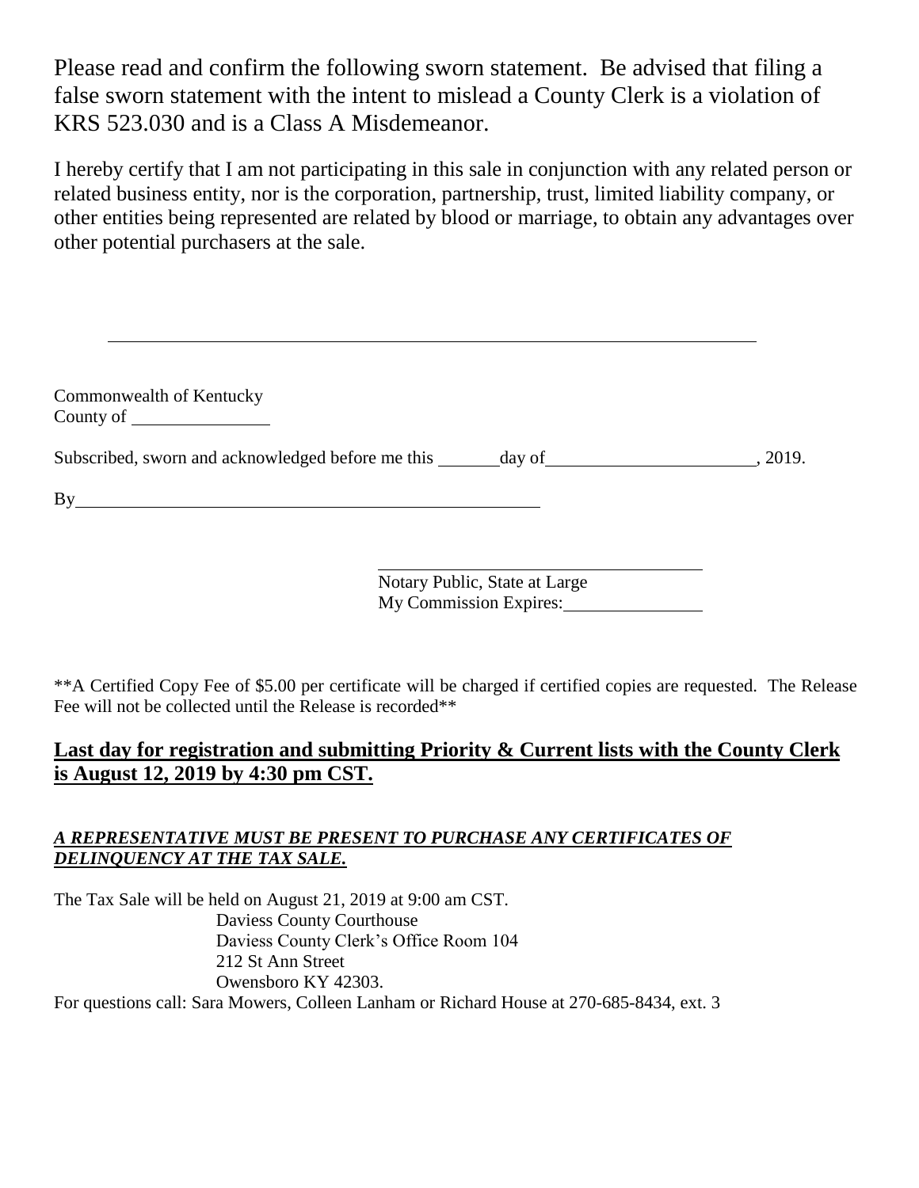Please read and confirm the following sworn statement. Be advised that filing a false sworn statement with the intent to mislead a County Clerk is a violation of KRS 523.030 and is a Class A Misdemeanor.

I hereby certify that I am not participating in this sale in conjunction with any related person or related business entity, nor is the corporation, partnership, trust, limited liability company, or other entities being represented are related by blood or marriage, to obtain any advantages over other potential purchasers at the sale.

\_\_\_\_\_\_\_\_\_\_\_\_\_\_\_\_\_\_\_\_\_\_\_\_\_\_\_\_\_\_\_\_\_\_\_\_\_\_\_\_\_\_\_\_\_\_\_\_\_\_\_\_\_\_\_\_\_\_\_\_

Commonwealth of Kentucky
County of \_\_\_\_\_\_\_\_\_\_\_\_\_\_\_

Subscribed, sworn and acknowledged before me this \_\_\_\_\_\_\_ day of \_\_\_\_\_\_\_\_\_\_\_\_\_\_\_\_\_\_\_\_\_\_\_, 2019.

By \_\_\_\_\_\_\_\_\_\_\_\_\_\_\_\_\_\_\_\_\_\_\_\_\_\_\_\_\_\_\_\_\_\_\_\_\_\_\_\_\_\_\_\_\_\_\_\_\_\_\_\_

\_\_\_\_\_\_\_\_\_\_\_\_\_\_\_\_\_\_\_\_\_\_\_\_\_\_\_\_\_\_\_\_\_\_\_\_\_
Notary Public, State at Large
My Commission Expires: \_\_\_\_\_\_\_\_\_\_\_\_\_\_\_

**A Certified Copy Fee of $5.00 per certificate will be charged if certified copies are requested. The Release Fee will not be collected until the Release is recorded**

**<u>Last day for registration and submitting Priority & Current lists with the County Clerk is August 12, 2019 by 4:30 pm CST.</u>**

***<u>A REPRESENTATIVE MUST BE PRESENT TO PURCHASE ANY CERTIFICATES OF DELINQUENCY AT THE TAX SALE.</u>***

The Tax Sale will be held on August 21, 2019 at 9:00 am CST.
Daviess County Courthouse
Daviess County Clerk's Office Room 104
212 St Ann Street
Owensboro KY 42303.

For questions call: Sara Mowers, Colleen Lanham or Richard House at 270-685-8434, ext. 3